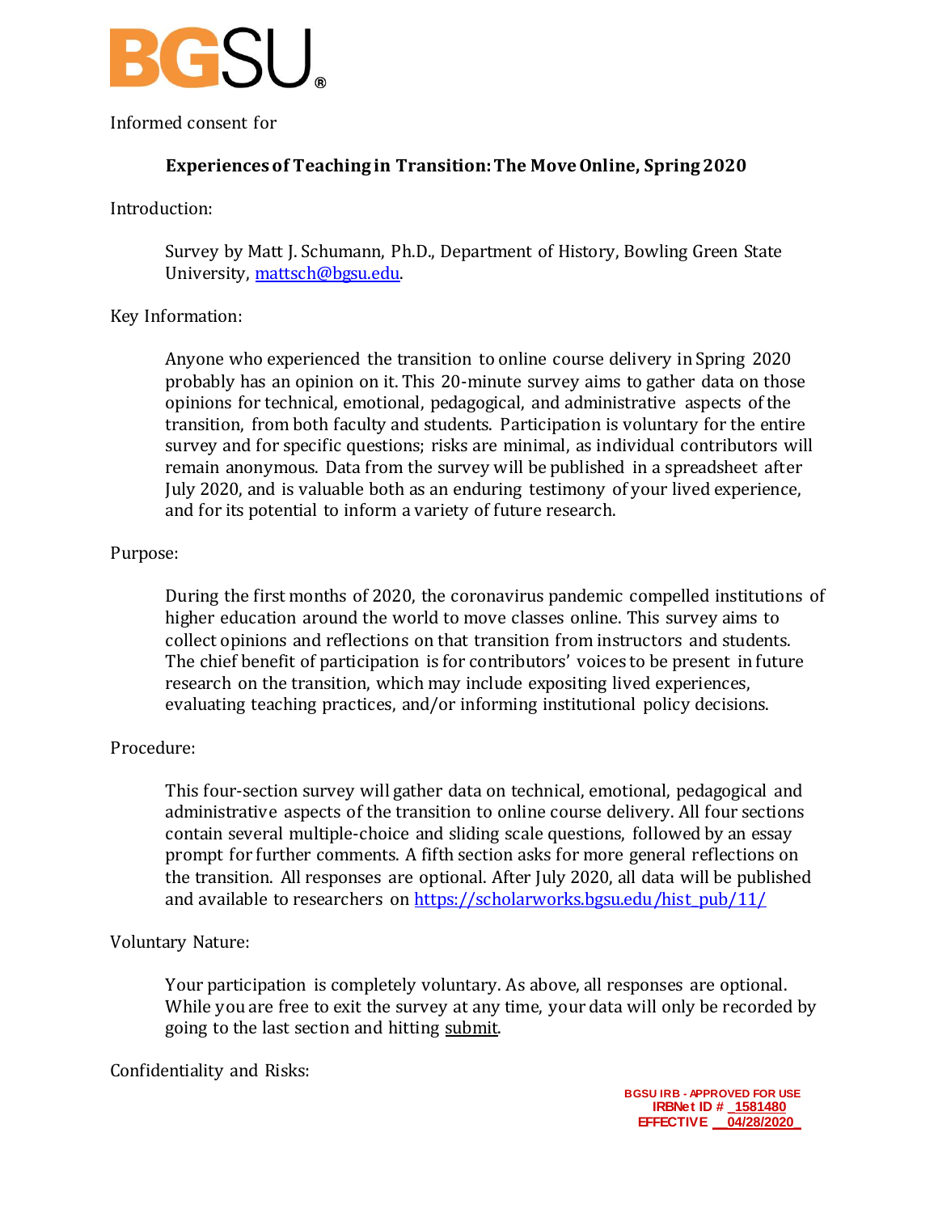BGSU®

Informed consent for

## Experiences of Teaching in Transition: The Move Online, Spring 2020

Introduction:

> Survey by Matt J. Schumann, Ph.D., Department of History, Bowling Green State University, mattsch@bgsu.edu.

Key Information:

> Anyone who experienced the transition to online course delivery in Spring 2020 probably has an opinion on it. This 20-minute survey aims to gather data on those opinions for technical, emotional, pedagogical, and administrative aspects of the transition, from both faculty and students. Participation is voluntary for the entire survey and for specific questions; risks are minimal, as individual contributors will remain anonymous. Data from the survey will be published in a spreadsheet after July 2020, and is valuable both as an enduring testimony of your lived experience, and for its potential to inform a variety of future research.

Purpose:

> During the first months of 2020, the coronavirus pandemic compelled institutions of higher education around the world to move classes online. This survey aims to collect opinions and reflections on that transition from instructors and students. The chief benefit of participation is for contributors' voices to be present in future research on the transition, which may include expositing lived experiences, evaluating teaching practices, and/or informing institutional policy decisions.

Procedure:

> This four-section survey will gather data on technical, emotional, pedagogical and administrative aspects of the transition to online course delivery. All four sections contain several multiple-choice and sliding scale questions, followed by an essay prompt for further comments. A fifth section asks for more general reflections on the transition. All responses are optional. After July 2020, all data will be published and available to researchers on https://scholarworks.bgsu.edu/hist_pub/11/

Voluntary Nature:

> Your participation is completely voluntary. As above, all responses are optional. While you are free to exit the survey at any time, your data will only be recorded by going to the last section and hitting submit.

Confidentiality and Risks:

BGSU IRB - APPROVED FOR USE
IRBNet ID # 1581480
EFFECTIVE 04/28/2020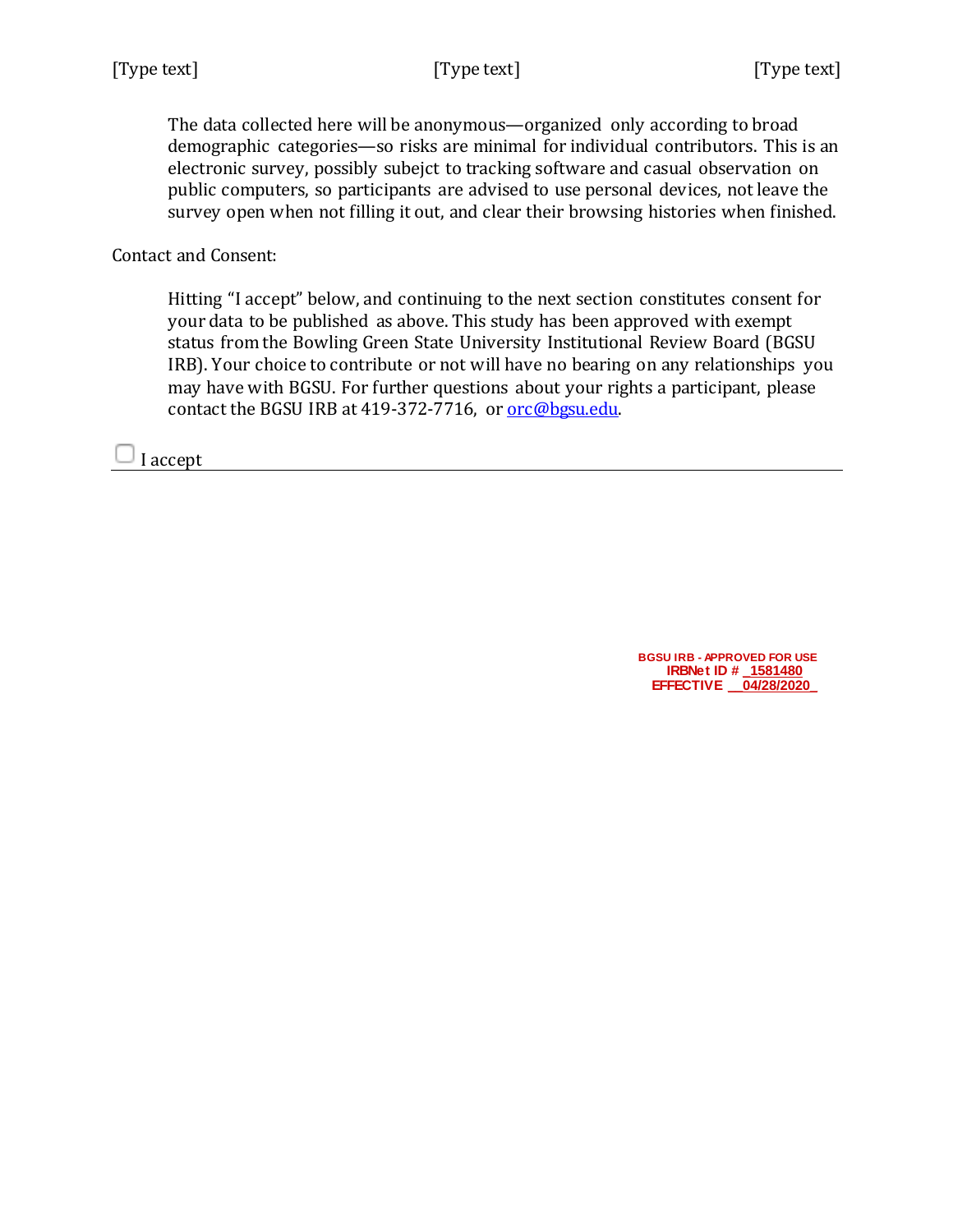The data collected here will be anonymous—organized only according to broad demographic categories—so risks are minimal for individual contributors. This is an electronic survey, possibly subejct to tracking software and casual observation on public computers, so participants are advised to use personal devices, not leave the survey open when not filling it out, and clear their browsing histories when finished.

Contact and Consent:

Hitting "I accept" below, and continuing to the next section constitutes consent for your data to be published as above. This study has been approved with exempt status from the Bowling Green State University Institutional Review Board (BGSU IRB). Your choice to contribute or not will have no bearing on any relationships you may have with BGSU. For further questions about your rights a participant, please contact the BGSU IRB at 419-372-7716, or orc@bgsu.edu.

☐ I accept

---

**BGSU IRB - APPROVED FOR USE**
**IRBNet ID # _1581480**
**EFFECTIVE __04/28/2020_**